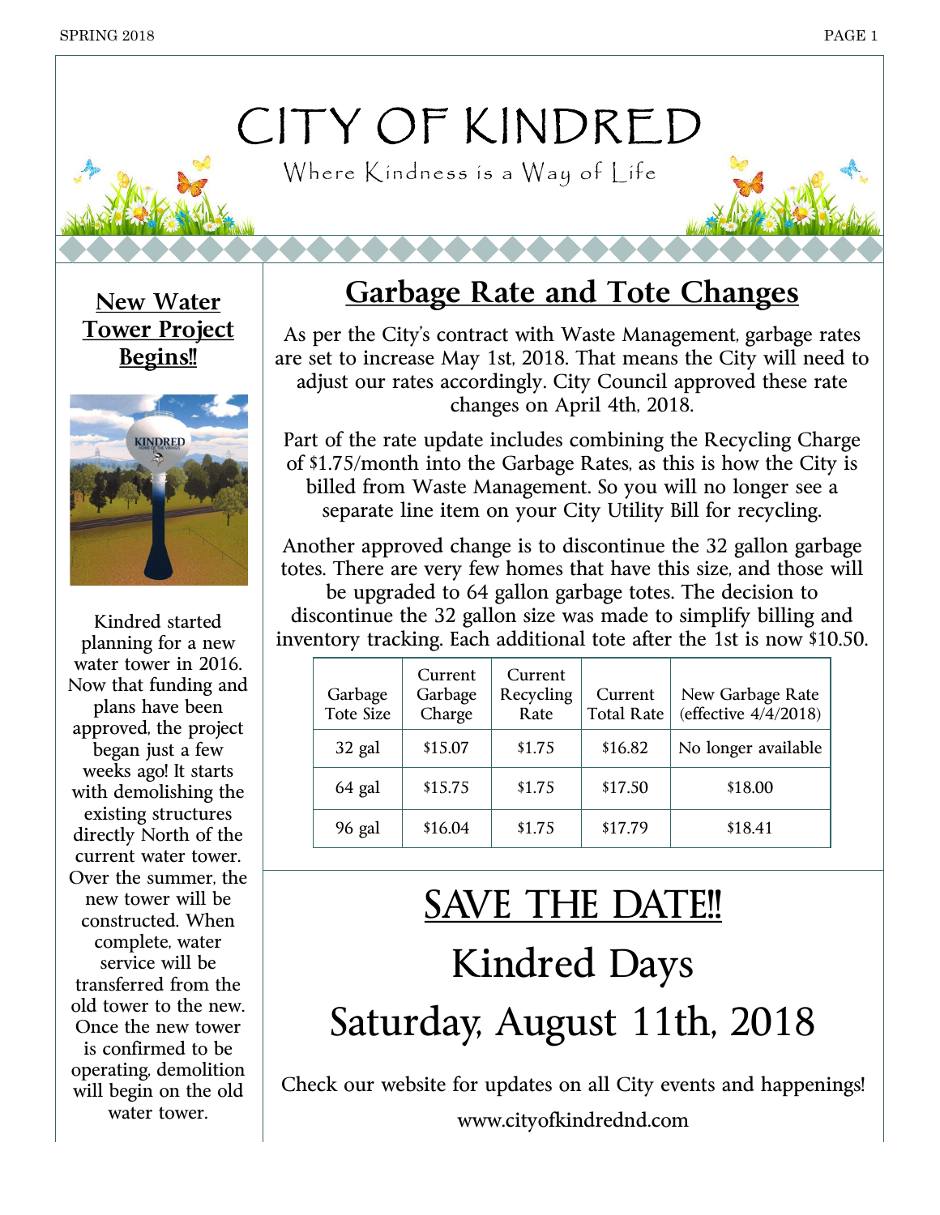# CITY OF KINDRED

Where Kindness is a Way of Life

## New Water Tower Project Begins!!

Kindred started planning for a new water tower in 2016. Now that funding and plans have been approved, the project began just a few weeks ago! It starts with demolishing the existing structures directly North of the current water tower. Over the summer, the new tower will be constructed. When complete, water service will be transferred from the old tower to the new. Once the new tower is confirmed to be operating, demolition will begin on the old water tower.

## Garbage Rate and Tote Changes

As per the City's contract with Waste Management, garbage rates are set to increase May 1st, 2018. That means the City will need to adjust our rates accordingly. City Council approved these rate changes on April 4th, 2018.

Part of the rate update includes combining the Recycling Charge of $1.75/month into the Garbage Rates, as this is how the City is billed from Waste Management. So you will no longer see a separate line item on your City Utility Bill for recycling.

Another approved change is to discontinue the 32 gallon garbage totes. There are very few homes that have this size, and those will be upgraded to 64 gallon garbage totes. The decision to discontinue the 32 gallon size was made to simplify billing and inventory tracking. Each additional tote after the 1st is now $10.50.

| Garbage Tote Size | Current Garbage Charge | Current Recycling Rate | Current Total Rate | New Garbage Rate (effective 4/4/2018) |
|---|---|---|---|---|
| 32 gal | $15.07 | $1.75 | $16.82 | No longer available |
| 64 gal | $15.75 | $1.75 | $17.50 | $18.00 |
| 96 gal | $16.04 | $1.75 | $17.79 | $18.41 |

## SAVE THE DATE!!

## Kindred Days

## Saturday, August 11th, 2018

Check our website for updates on all City events and happenings!

www.cityofkindrednd.com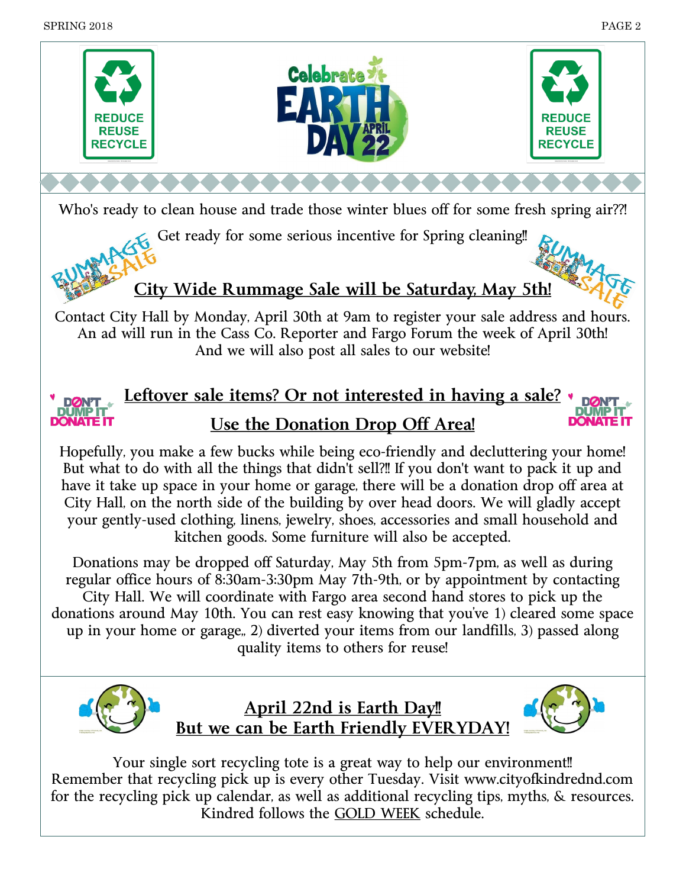Who's ready to clean house and trade those winter blues off for some fresh spring air??!

Get ready for some serious incentive for Spring cleaning!!

## City Wide Rummage Sale will be Saturday, May 5th!

Contact City Hall by Monday, April 30th at 9am to register your sale address and hours. An ad will run in the Cass Co. Reporter and Fargo Forum the week of April 30th! And we will also post all sales to our website!

## Leftover sale items? Or not interested in having a sale?

## Use the Donation Drop Off Area!

Hopefully, you make a few bucks while being eco-friendly and decluttering your home! But what to do with all the things that didn't sell?!! If you don't want to pack it up and have it take up space in your home or garage, there will be a donation drop off area at City Hall, on the north side of the building by over head doors. We will gladly accept your gently-used clothing, linens, jewelry, shoes, accessories and small household and kitchen goods. Some furniture will also be accepted.

Donations may be dropped off Saturday, May 5th from 5pm-7pm, as well as during regular office hours of 8:30am-3:30pm May 7th-9th, or by appointment by contacting City Hall. We will coordinate with Fargo area second hand stores to pick up the donations around May 10th. You can rest easy knowing that you've 1) cleared some space up in your home or garage,, 2) diverted your items from our landfills, 3) passed along quality items to others for reuse!

## April 22nd is Earth Day!!
## But we can be Earth Friendly EVERYDAY!

Your single sort recycling tote is a great way to help our environment!! Remember that recycling pick up is every other Tuesday. Visit www.cityofkindrednd.com for the recycling pick up calendar, as well as additional recycling tips, myths, & resources. Kindred follows the GOLD WEEK schedule.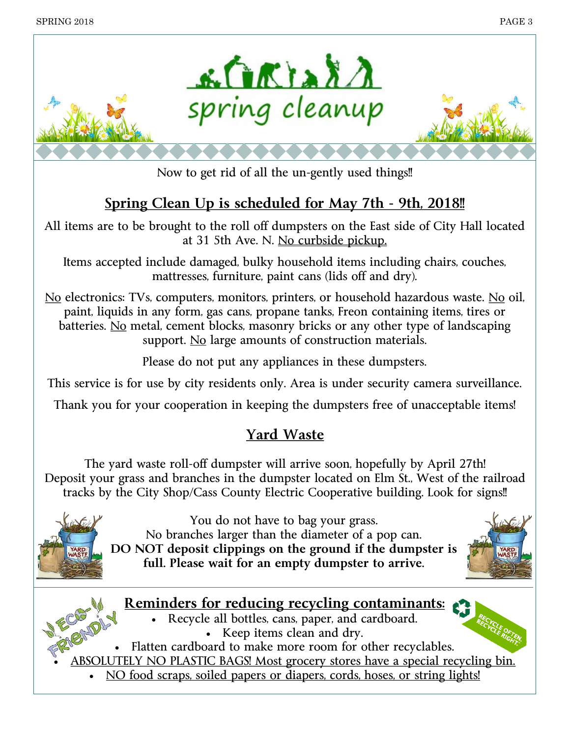# spring cleanup

Now to get rid of all the un-gently used things!!

## Spring Clean Up is scheduled for May 7th - 9th, 2018!!

All items are to be brought to the roll off dumpsters on the East side of City Hall located at 31 5th Ave. N. No curbside pickup.

Items accepted include damaged, bulky household items including chairs, couches, mattresses, furniture, paint cans (lids off and dry).

No electronics: TVs, computers, monitors, printers, or household hazardous waste. No oil, paint, liquids in any form, gas cans, propane tanks, Freon containing items, tires or batteries. No metal, cement blocks, masonry bricks or any other type of landscaping support. No large amounts of construction materials.

Please do not put any appliances in these dumpsters.

This service is for use by city residents only. Area is under security camera surveillance.

Thank you for your cooperation in keeping the dumpsters free of unacceptable items!

## Yard Waste

The yard waste roll-off dumpster will arrive soon, hopefully by April 27th! Deposit your grass and branches in the dumpster located on Elm St., West of the railroad tracks by the City Shop/Cass County Electric Cooperative building. Look for signs!!

You do not have to bag your grass.
No branches larger than the diameter of a pop can.
**DO NOT deposit clippings on the ground if the dumpster is full. Please wait for an empty dumpster to arrive.**

## Reminders for reducing recycling contaminants:

- Recycle all bottles, cans, paper, and cardboard.
- Keep items clean and dry.
- Flatten cardboard to make more room for other recyclables.
- ABSOLUTELY NO PLASTIC BAGS! Most grocery stores have a special recycling bin.
- NO food scraps, soiled papers or diapers, cords, hoses, or string lights!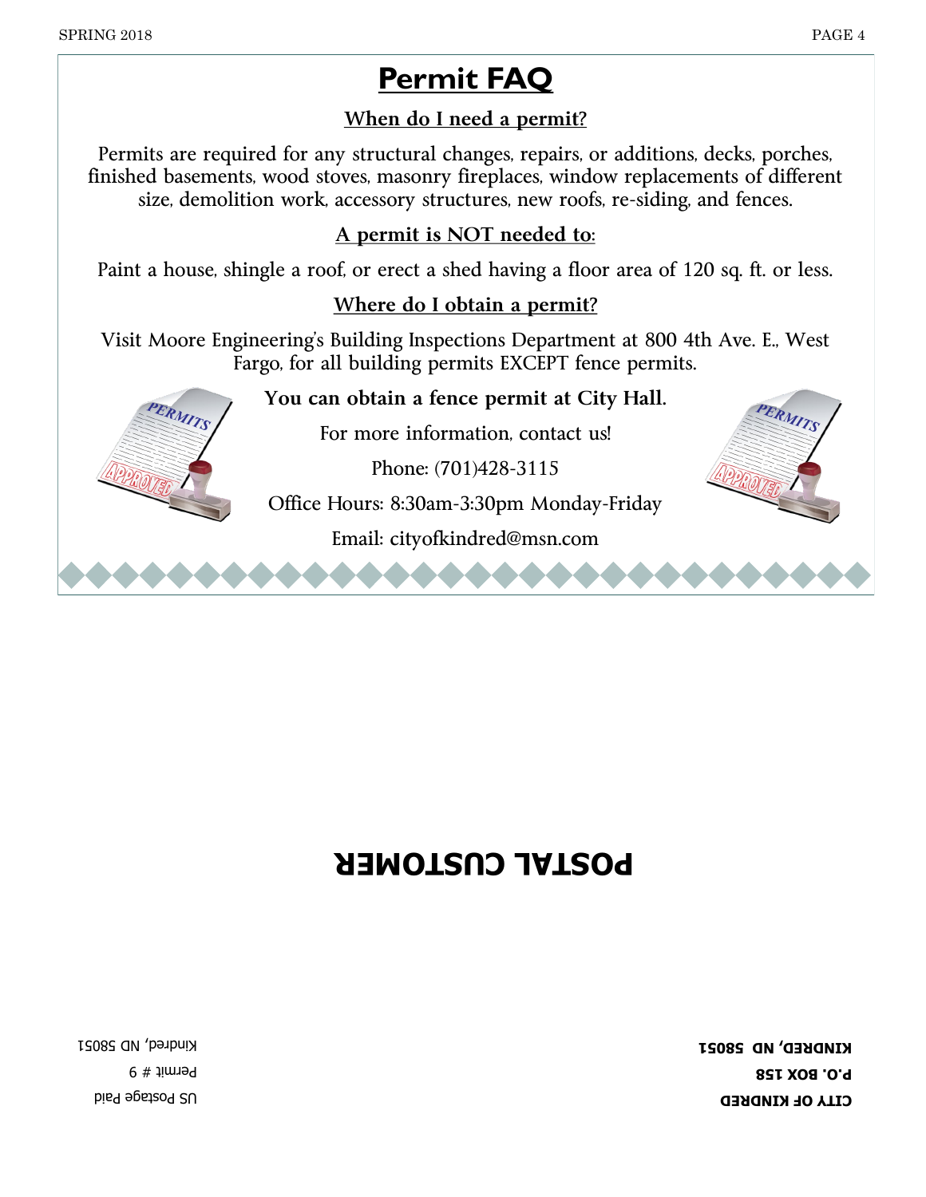# Permit FAQ

## When do I need a permit?

Permits are required for any structural changes, repairs, or additions, decks, porches, finished basements, wood stoves, masonry fireplaces, window replacements of different size, demolition work, accessory structures, new roofs, re-siding, and fences.

## A permit is NOT needed to:

Paint a house, shingle a roof, or erect a shed having a floor area of 120 sq. ft. or less.

## Where do I obtain a permit?

Visit Moore Engineering's Building Inspections Department at 800 4th Ave. E., West Fargo, for all building permits EXCEPT fence permits.

**You can obtain a fence permit at City Hall.**

For more information, contact us!

Phone: (701)428-3115

Office Hours: 8:30am-3:30pm Monday-Friday

Email: cityofkindred@msn.com

**POSTAL CUSTOMER**

US Postage Paid
Permit # 9
Kindred, ND 58051

**CITY OF KINDRED**
**P.O. BOX 158**
**KINDRED, ND 58051**